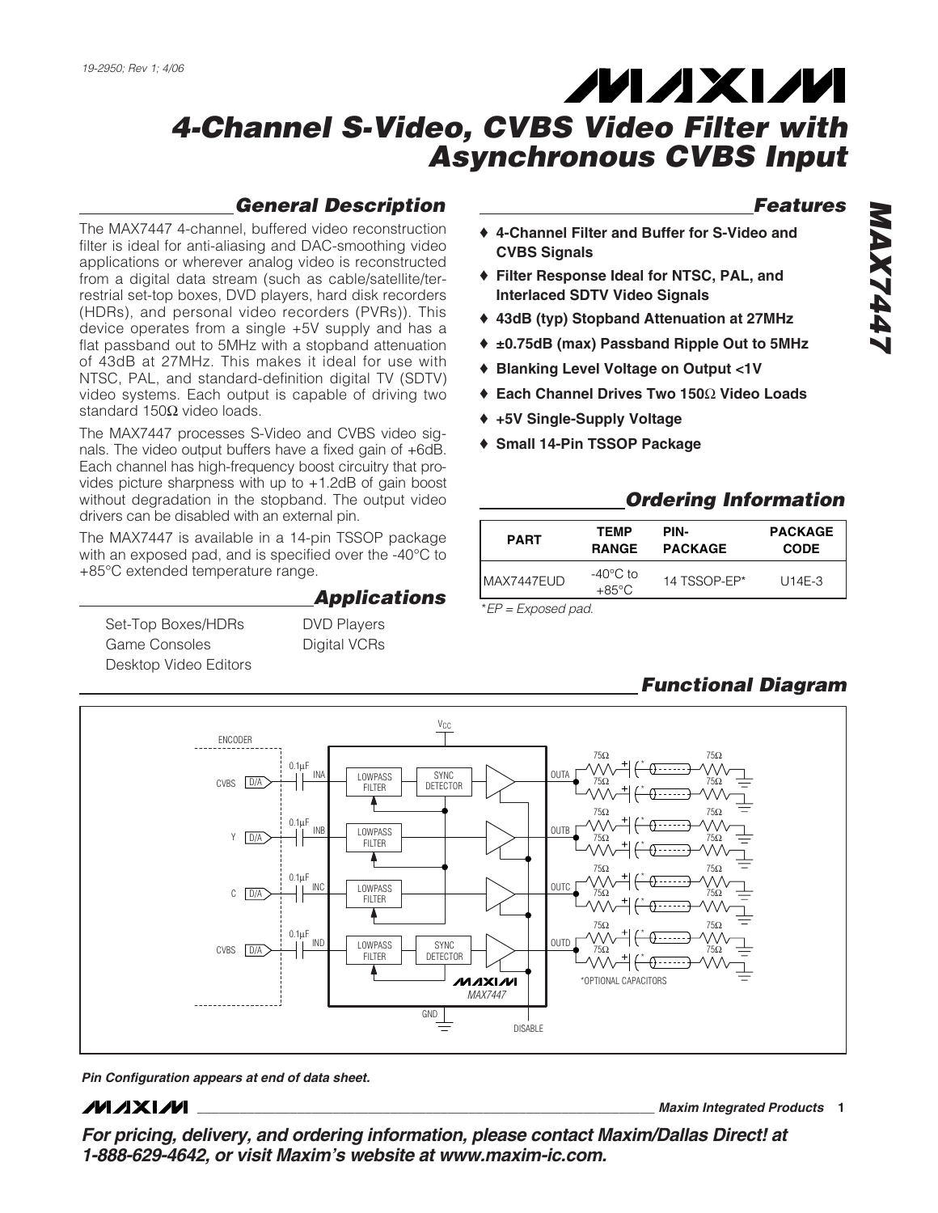19-2950; Rev 1; 4/06

# 4-Channel S-Video, CVBS Video Filter with Asynchronous CVBS Input

## General Description

The MAX7447 4-channel, buffered video reconstruction filter is ideal for anti-aliasing and DAC-smoothing video applications or wherever analog video is reconstructed from a digital data stream (such as cable/satellite/terrestrial set-top boxes, DVD players, hard disk recorders (HDRs), and personal video recorders (PVRs)). This device operates from a single +5V supply and has a flat passband out to 5MHz with a stopband attenuation of 43dB at 27MHz. This makes it ideal for use with NTSC, PAL, and standard-definition digital TV (SDTV) video systems. Each output is capable of driving two standard 150Ω video loads.

The MAX7447 processes S-Video and CVBS video signals. The video output buffers have a fixed gain of +6dB. Each channel has high-frequency boost circuitry that provides picture sharpness with up to +1.2dB of gain boost without degradation in the stopband. The output video drivers can be disabled with an external pin.

The MAX7447 is available in a 14-pin TSSOP package with an exposed pad, and is specified over the -40°C to +85°C extended temperature range.

## Applications

Set-Top Boxes/HDRs
Game Consoles
Desktop Video Editors
DVD Players
Digital VCRs

## Features

- ♦ **4-Channel Filter and Buffer for S-Video and CVBS Signals**
- ♦ **Filter Response Ideal for NTSC, PAL, and Interlaced SDTV Video Signals**
- ♦ **43dB (typ) Stopband Attenuation at 27MHz**
- ♦ **±0.75dB (max) Passband Ripple Out to 5MHz**
- ♦ **Blanking Level Voltage on Output <1V**
- ♦ **Each Channel Drives Two 150Ω Video Loads**
- ♦ **+5V Single-Supply Voltage**
- ♦ **Small 14-Pin TSSOP Package**

## Ordering Information

| PART | TEMP RANGE | PIN-PACKAGE | PACKAGE CODE |
|---|---|---|---|
| MAX7447EUD | -40°C to +85°C | 14 TSSOP-EP* | U14E-3 |

*EP = Exposed pad.

## Functional Diagram

*Pin Configuration appears at end of data sheet.*

**For pricing, delivery, and ordering information, please contact Maxim/Dallas Direct! at 1-888-629-4642, or visit Maxim's website at www.maxim-ic.com.**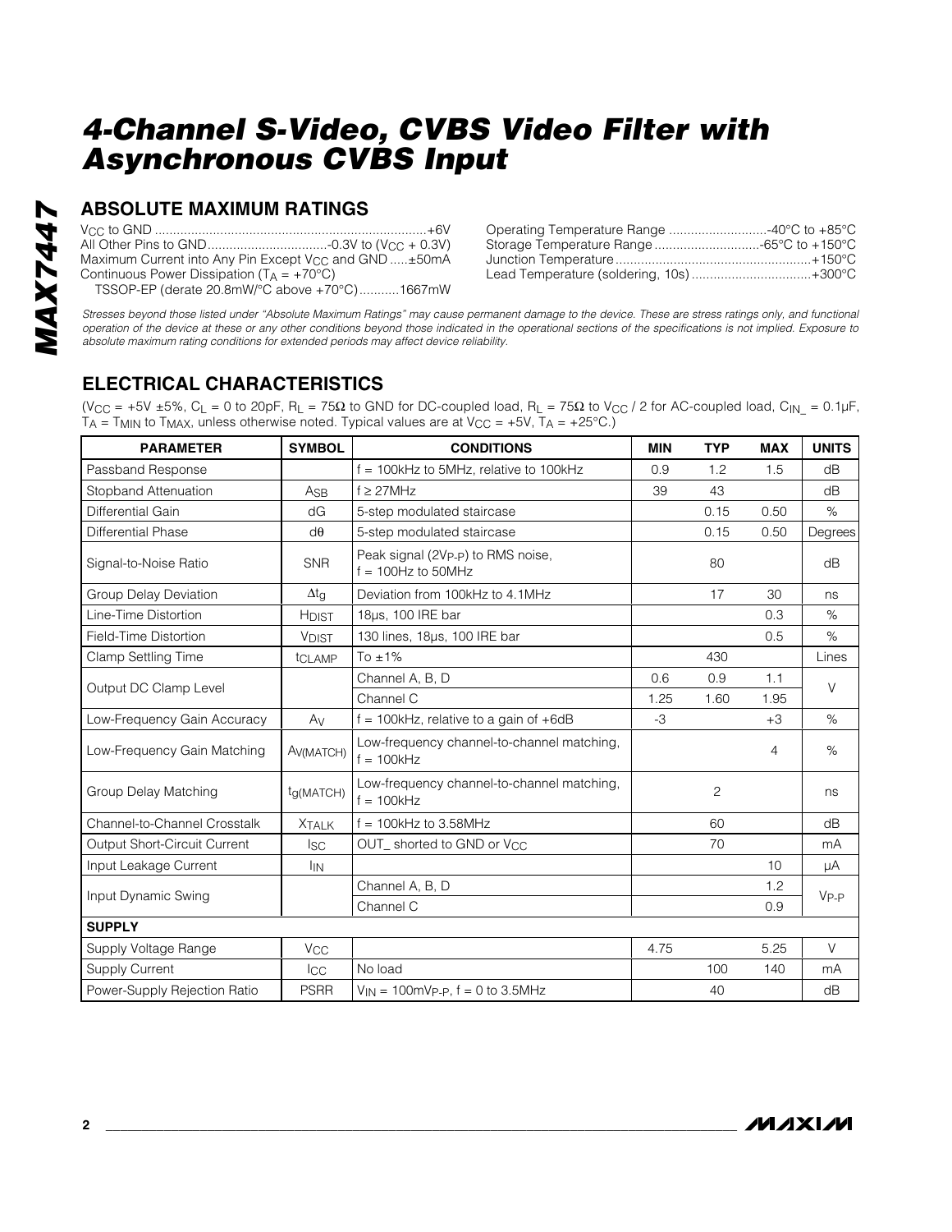# 4-Channel S-Video, CVBS Video Filter with Asynchronous CVBS Input

## ABSOLUTE MAXIMUM RATINGS

$V_{CC}$ to GND ..........................................................................+6V
All Other Pins to GND.................................-0.3V to ($V_{CC}$ + 0.3V)
Maximum Current into Any Pin Except $V_{CC}$ and GND .....±50mA
Continuous Power Dissipation ($T_A$ = +70°C)
TSSOP-EP (derate 20.8mW/°C above +70°C)...........1667mW

Operating Temperature Range ...........................-40°C to +85°C
Storage Temperature Range .............................-65°C to +150°C
Junction Temperature ......................................................+150°C
Lead Temperature (soldering, 10s) .................................+300°C

*Stresses beyond those listed under "Absolute Maximum Ratings" may cause permanent damage to the device. These are stress ratings only, and functional operation of the device at these or any other conditions beyond those indicated in the operational sections of the specifications is not implied. Exposure to absolute maximum rating conditions for extended periods may affect device reliability.*

## ELECTRICAL CHARACTERISTICS

($V_{CC}$ = +5V ±5%, $C_L$ = 0 to 20pF, $R_L$ = 75Ω to GND for DC-coupled load, $R_L$ = 75Ω to $V_{CC}$ / 2 for AC-coupled load, $C_{IN\_}$ = 0.1µF, $T_A$ = $T_{MIN}$ to $T_{MAX}$, unless otherwise noted. Typical values are at $V_{CC}$ = +5V, $T_A$ = +25°C.)

| PARAMETER | SYMBOL | CONDITIONS | MIN | TYP | MAX | UNITS |
|---|---|---|---|---|---|---|
| Passband Response | | f = 100kHz to 5MHz, relative to 100kHz | 0.9 | 1.2 | 1.5 | dB |
| Stopband Attenuation | $A_{SB}$ | f ≥ 27MHz | 39 | 43 | | dB |
| Differential Gain | dG | 5-step modulated staircase | | 0.15 | 0.50 | % |
| Differential Phase | dθ | 5-step modulated staircase | | 0.15 | 0.50 | Degrees |
| Signal-to-Noise Ratio | SNR | Peak signal (2$V_{P-P}$) to RMS noise, f = 100Hz to 50MHz | | 80 | | dB |
| Group Delay Deviation | $\Delta t_g$ | Deviation from 100kHz to 4.1MHz | | 17 | 30 | ns |
| Line-Time Distortion | $H_{DIST}$ | 18µs, 100 IRE bar | | | 0.3 | % |
| Field-Time Distortion | $V_{DIST}$ | 130 lines, 18µs, 100 IRE bar | | | 0.5 | % |
| Clamp Settling Time | $t_{CLAMP}$ | To ±1% | | 430 | | Lines |
| Output DC Clamp Level | | Channel A, B, D | 0.6 | 0.9 | 1.1 | V |
| | | Channel C | 1.25 | 1.60 | 1.95 | |
| Low-Frequency Gain Accuracy | $A_V$ | f = 100kHz, relative to a gain of +6dB | -3 | | +3 | % |
| Low-Frequency Gain Matching | $A_{V(MATCH)}$ | Low-frequency channel-to-channel matching, f = 100kHz | | | 4 | % |
| Group Delay Matching | $t_{g(MATCH)}$ | Low-frequency channel-to-channel matching, f = 100kHz | | 2 | | ns |
| Channel-to-Channel Crosstalk | $X_{TALK}$ | f = 100kHz to 3.58MHz | | 60 | | dB |
| Output Short-Circuit Current | $I_{SC}$ | OUT_ shorted to GND or $V_{CC}$ | | 70 | | mA |
| Input Leakage Current | $I_{IN}$ | | | | 10 | µA |
| Input Dynamic Swing | | Channel A, B, D | | | 1.2 | $V_{P-P}$ |
| | | Channel C | | | 0.9 | |
| **SUPPLY** | | | | | | |
| Supply Voltage Range | $V_{CC}$ | | 4.75 | | 5.25 | V |
| Supply Current | $I_{CC}$ | No load | | 100 | 140 | mA |
| Power-Supply Rejection Ratio | PSRR | $V_{IN}$ = 100m$V_{P-P}$, f = 0 to 3.5MHz | | 40 | | dB |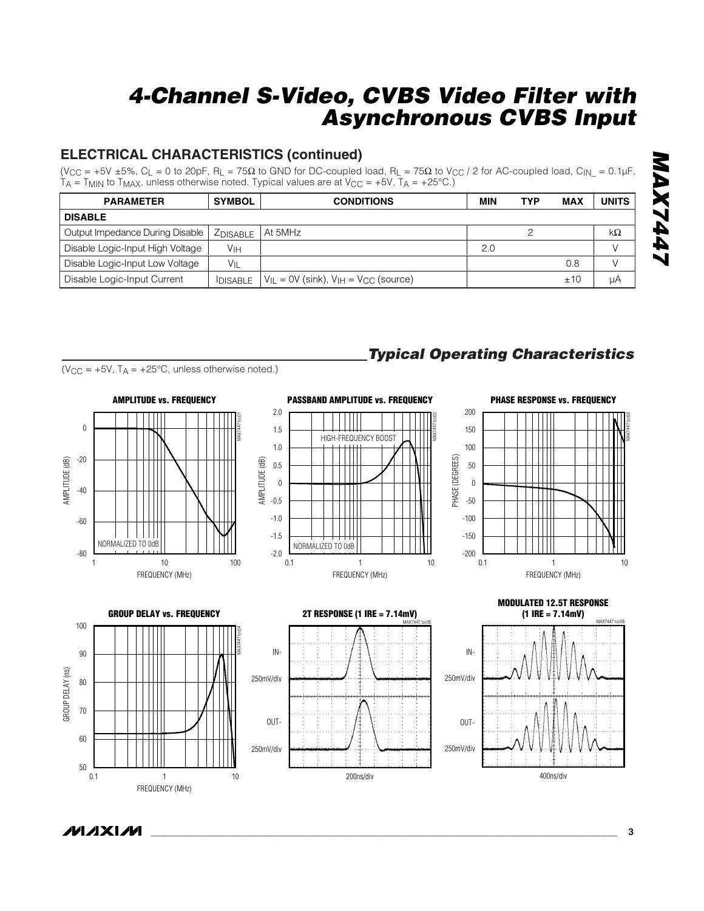## ELECTRICAL CHARACTERISTICS (continued)

($V_{CC}$ = +5V ±5%, $C_L$ = 0 to 20pF, $R_L$ = 75Ω to GND for DC-coupled load, $R_L$ = 75Ω to $V_{CC}$ / 2 for AC-coupled load, $C_{IN\_}$ = 0.1µF, $T_A$ = $T_{MIN}$ to $T_{MAX}$, unless otherwise noted. Typical values are at $V_{CC}$ = +5V, $T_A$ = +25°C.)

| PARAMETER | SYMBOL | CONDITIONS | MIN | TYP | MAX | UNITS |
|---|---|---|---|---|---|---|
| **DISABLE** | | | | | | |
| Output Impedance During Disable | $Z_{DISABLE}$ | At 5MHz | | 2 | | kΩ |
| Disable Logic-Input High Voltage | $V_{IH}$ | | 2.0 | | | V |
| Disable Logic-Input Low Voltage | $V_{IL}$ | | | | 0.8 | V |
| Disable Logic-Input Current | $I_{DISABLE}$ | $V_{IL}$ = 0V (sink), $V_{IH}$ = $V_{CC}$ (source) | | | ±10 | µA |

## *Typical Operating Characteristics*

($V_{CC}$ = +5V, $T_A$ = +25°C, unless otherwise noted.)

**AMPLITUDE vs. FREQUENCY**

**PASSBAND AMPLITUDE vs. FREQUENCY**

**PHASE RESPONSE vs. FREQUENCY**

**GROUP DELAY vs. FREQUENCY**

**2T RESPONSE (1 IRE = 7.14mV)**

**MODULATED 12.5T RESPONSE (1 IRE = 7.14mV)**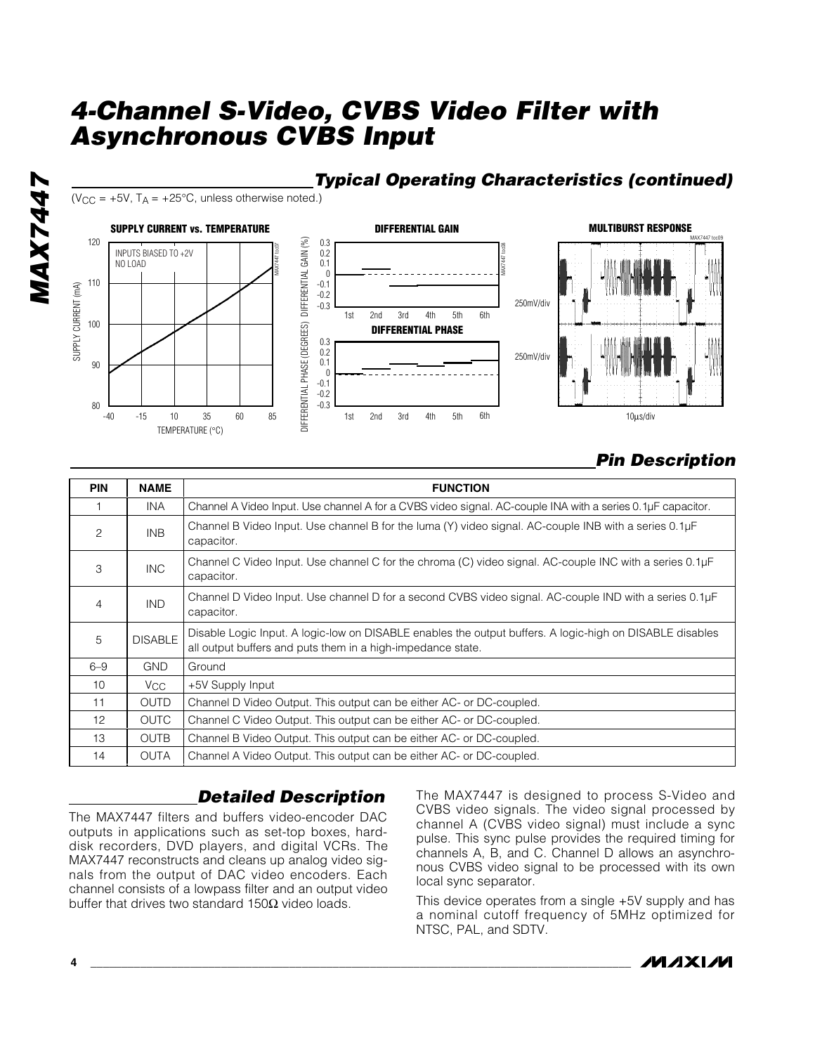# 4-Channel S-Video, CVBS Video Filter with Asynchronous CVBS Input

## Typical Operating Characteristics (continued)

($V_{CC}$ = +5V, $T_A$ = +25°C, unless otherwise noted.)

SUPPLY CURRENT vs. TEMPERATURE

DIFFERENTIAL GAIN

DIFFERENTIAL PHASE

MULTIBURST RESPONSE

## Pin Description

| PIN | NAME | FUNCTION |
|---|---|---|
| 1 | INA | Channel A Video Input. Use channel A for a CVBS video signal. AC-couple INA with a series 0.1µF capacitor. |
| 2 | INB | Channel B Video Input. Use channel B for the luma (Y) video signal. AC-couple INB with a series 0.1µF capacitor. |
| 3 | INC | Channel C Video Input. Use channel C for the chroma (C) video signal. AC-couple INC with a series 0.1µF capacitor. |
| 4 | IND | Channel D Video Input. Use channel D for a second CVBS video signal. AC-couple IND with a series 0.1µF capacitor. |
| 5 | DISABLE | Disable Logic Input. A logic-low on DISABLE enables the output buffers. A logic-high on DISABLE disables all output buffers and puts them in a high-impedance state. |
| 6–9 | GND | Ground |
| 10 | $V_{CC}$ | +5V Supply Input |
| 11 | OUTD | Channel D Video Output. This output can be either AC- or DC-coupled. |
| 12 | OUTC | Channel C Video Output. This output can be either AC- or DC-coupled. |
| 13 | OUTB | Channel B Video Output. This output can be either AC- or DC-coupled. |
| 14 | OUTA | Channel A Video Output. This output can be either AC- or DC-coupled. |

## Detailed Description

The MAX7447 filters and buffers video-encoder DAC outputs in applications such as set-top boxes, hard-disk recorders, DVD players, and digital VCRs. The MAX7447 reconstructs and cleans up analog video signals from the output of DAC video encoders. Each channel consists of a lowpass filter and an output video buffer that drives two standard 150Ω video loads.

The MAX7447 is designed to process S-Video and CVBS video signals. The video signal processed by channel A (CVBS video signal) must include a sync pulse. This sync pulse provides the required timing for channels A, B, and C. Channel D allows an asynchronous CVBS video signal to be processed with its own local sync separator.

This device operates from a single +5V supply and has a nominal cutoff frequency of 5MHz optimized for NTSC, PAL, and SDTV.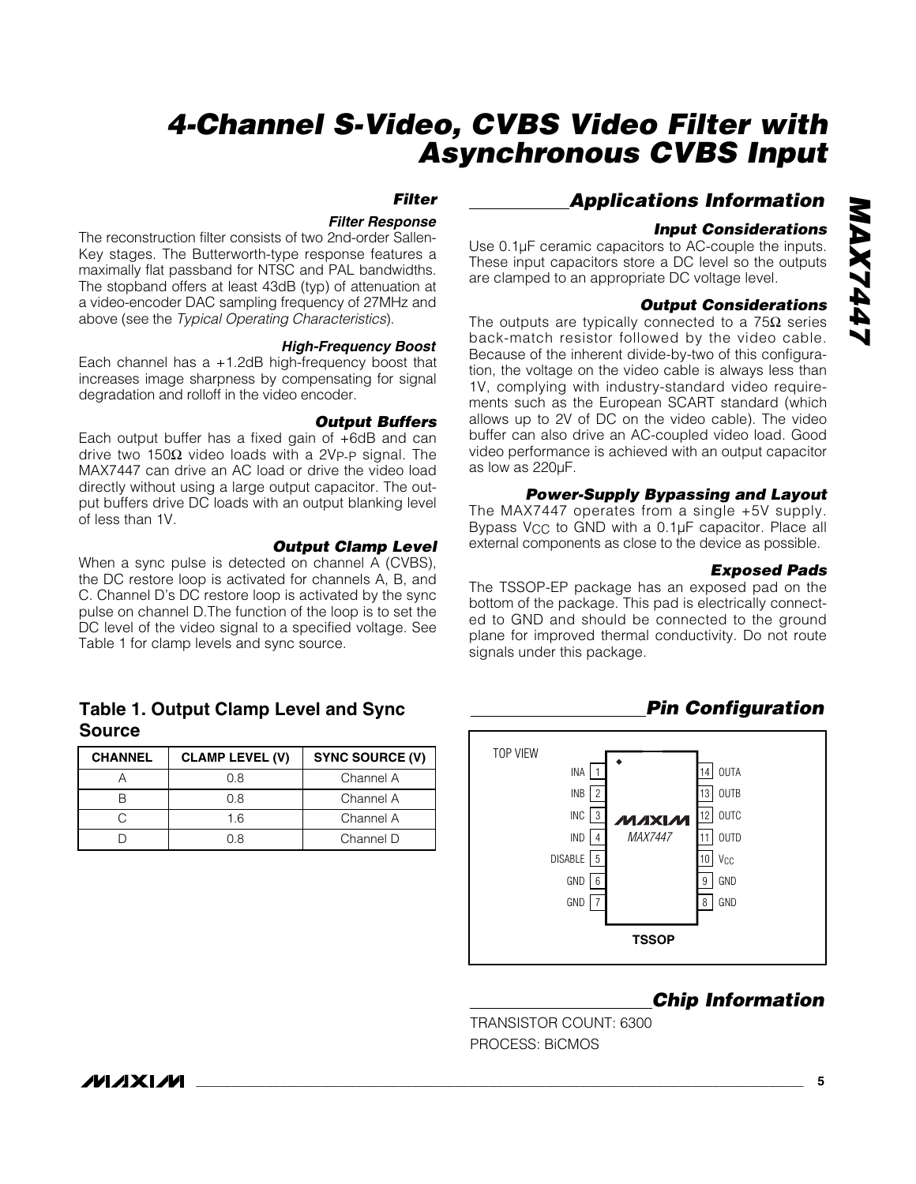# 4-Channel S-Video, CVBS Video Filter with Asynchronous CVBS Input

### Filter

#### Filter Response

The reconstruction filter consists of two 2nd-order Sallen-Key stages. The Butterworth-type response features a maximally flat passband for NTSC and PAL bandwidths. The stopband offers at least 43dB (typ) of attenuation at a video-encoder DAC sampling frequency of 27MHz and above (see the *Typical Operating Characteristics*).

#### High-Frequency Boost

Each channel has a +1.2dB high-frequency boost that increases image sharpness by compensating for signal degradation and rolloff in the video encoder.

#### Output Buffers

Each output buffer has a fixed gain of +6dB and can drive two 150Ω video loads with a $2V_{P-P}$ signal. The MAX7447 can drive an AC load or drive the video load directly without using a large output capacitor. The output buffers drive DC loads with an output blanking level of less than 1V.

#### Output Clamp Level

When a sync pulse is detected on channel A (CVBS), the DC restore loop is activated for channels A, B, and C. Channel D's DC restore loop is activated by the sync pulse on channel D.The function of the loop is to set the DC level of the video signal to a specified voltage. See Table 1 for clamp levels and sync source.

### Table 1. Output Clamp Level and Sync Source

| CHANNEL | CLAMP LEVEL (V) | SYNC SOURCE (V) |
|---|---|---|
| A | 0.8 | Channel A |
| B | 0.8 | Channel A |
| C | 1.6 | Channel A |
| D | 0.8 | Channel D |

## Applications Information

#### Input Considerations

Use 0.1µF ceramic capacitors to AC-couple the inputs. These input capacitors store a DC level so the outputs are clamped to an appropriate DC voltage level.

#### Output Considerations

The outputs are typically connected to a 75Ω series back-match resistor followed by the video cable. Because of the inherent divide-by-two of this configuration, the voltage on the video cable is always less than 1V, complying with industry-standard video requirements such as the European SCART standard (which allows up to 2V of DC on the video cable). The video buffer can also drive an AC-coupled video load. Good video performance is achieved with an output capacitor as low as 220µF.

#### Power-Supply Bypassing and Layout

The MAX7447 operates from a single +5V supply. Bypass $V_{CC}$ to GND with a 0.1µF capacitor. Place all external components as close to the device as possible.

#### Exposed Pads

The TSSOP-EP package has an exposed pad on the bottom of the package. This pad is electrically connected to GND and should be connected to the ground plane for improved thermal conductivity. Do not route signals under this package.

## Pin Configuration

TOP VIEW — MAX7447 — TSSOP

| PIN | NAME | PIN | NAME |
|---|---|---|---|
| 1 | INA | 14 | OUTA |
| 2 | INB | 13 | OUTB |
| 3 | INC | 12 | OUTC |
| 4 | IND | 11 | OUTD |
| 5 | DISABLE | 10 | $V_{CC}$ |
| 6 | GND | 9 | GND |
| 7 | GND | 8 | GND |

## Chip Information

TRANSISTOR COUNT: 6300

PROCESS: BiCMOS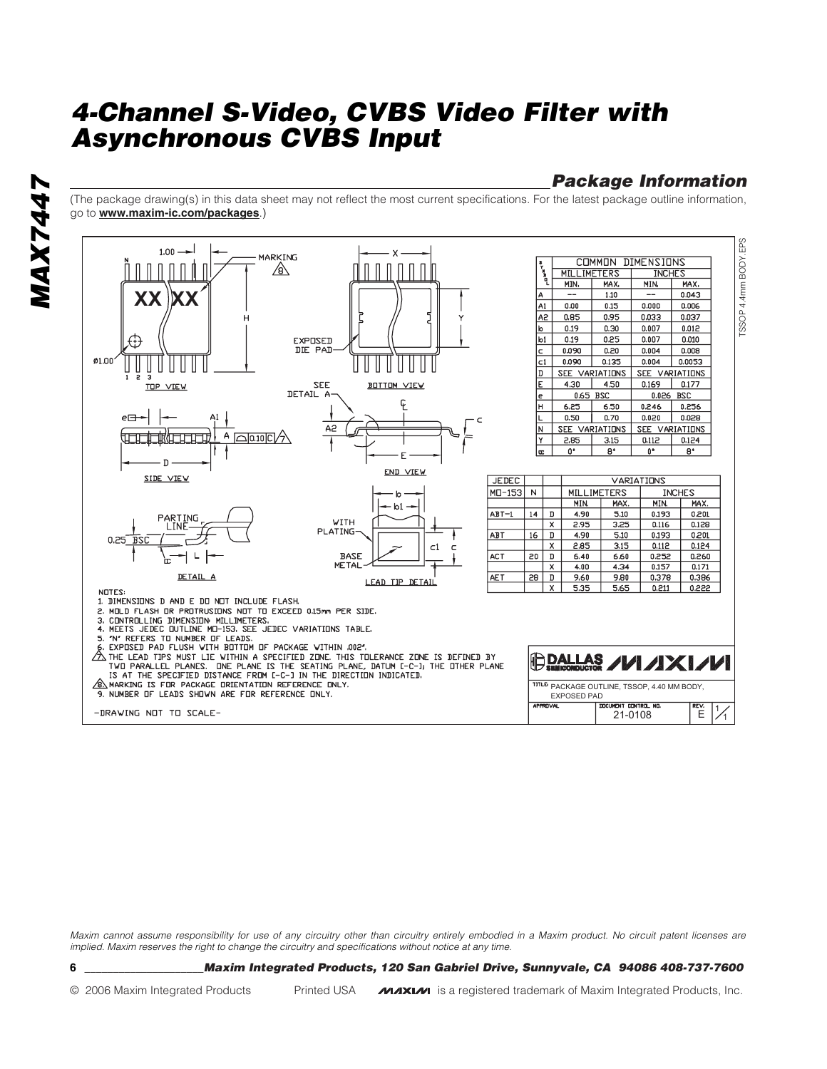## Package Information

(The package drawing(s) in this data sheet may not reflect the most current specifications. For the latest package outline information, go to **www.maxim-ic.com/packages**.)

TOP VIEW

BOTTOM VIEW

SIDE VIEW

END VIEW

DETAIL A

LEAD TIP DETAIL

| SYMBOL | COMMON DIMENSIONS | | | |
|---|---|---|---|---|
| | MILLIMETERS | | INCHES | |
| | MIN. | MAX. | MIN. | MAX. |
| A | -- | 1.10 | -- | 0.043 |
| A1 | 0.00 | 0.15 | 0.000 | 0.006 |
| A2 | 0.85 | 0.95 | 0.033 | 0.037 |
| b | 0.19 | 0.30 | 0.007 | 0.012 |
| b1 | 0.19 | 0.25 | 0.007 | 0.010 |
| c | 0.090 | 0.20 | 0.004 | 0.008 |
| c1 | 0.090 | 0.135 | 0.004 | 0.0053 |
| D | SEE VARIATIONS | | SEE VARIATIONS | |
| E | 4.30 | 4.50 | 0.169 | 0.177 |
| e | 0.65 BSC | | 0.026 BSC | |
| H | 6.25 | 6.50 | 0.246 | 0.256 |
| L | 0.50 | 0.70 | 0.020 | 0.028 |
| N | SEE VARIATIONS | | SEE VARIATIONS | |
| Y | 2.85 | 3.15 | 0.112 | 0.124 |
| α | 0° | 8° | 0° | 8° |

| JEDEC | | | VARIATIONS | | | |
|---|---|---|---|---|---|---|
| MO-153 | N | | MILLIMETERS | | INCHES | |
| | | | MIN. | MAX. | MIN. | MAX. |
| ABT-1 | 14 | D | 4.90 | 5.10 | 0.193 | 0.201 |
| | | X | 2.95 | 3.25 | 0.116 | 0.128 |
| ABT | 16 | D | 4.90 | 5.10 | 0.193 | 0.201 |
| | | X | 2.85 | 3.15 | 0.112 | 0.124 |
| ACT | 20 | D | 6.40 | 6.60 | 0.252 | 0.260 |
| | | X | 4.00 | 4.34 | 0.157 | 0.171 |
| AET | 28 | D | 9.60 | 9.80 | 0.378 | 0.386 |
| | | X | 5.35 | 5.65 | 0.211 | 0.222 |

NOTES:
1. DIMENSIONS D AND E DO NOT INCLUDE FLASH.
2. MOLD FLASH OR PROTRUSIONS NOT TO EXCEED 0.15mm PER SIDE.
3. CONTROLLING DIMENSION: MILLIMETERS.
4. MEETS JEDEC OUTLINE MO-153, SEE JEDEC VARIATIONS TABLE.
5. "N" REFERS TO NUMBER OF LEADS.
6. EXPOSED PAD FLUSH WITH BOTTOM OF PACKAGE WITHIN .002".
7. THE LEAD TIPS MUST LIE WITHIN A SPECIFIED ZONE. THIS TOLERANCE ZONE IS DEFINED BY TWO PARALLEL PLANES. ONE PLANE IS THE SEATING PLANE, DATUM [-C-]; THE OTHER PLANE IS AT THE SPECIFIED DISTANCE FROM [-C-] IN THE DIRECTION INDICATED.
8. MARKING IS FOR PACKAGE ORIENTATION REFERENCE ONLY.
9. NUMBER OF LEADS SHOWN ARE FOR REFERENCE ONLY.

-DRAWING NOT TO SCALE-

TITLE: PACKAGE OUTLINE, TSSOP, 4.40 MM BODY, EXPOSED PAD

DOCUMENT CONTROL NO. 21-0108 REV. E 1/1

*Maxim cannot assume responsibility for use of any circuitry other than circuitry entirely embodied in a Maxim product. No circuit patent licenses are implied. Maxim reserves the right to change the circuitry and specifications without notice at any time.*

***Maxim Integrated Products, 120 San Gabriel Drive, Sunnyvale, CA 94086 408-737-7600***

© 2006 Maxim Integrated Products Printed USA MAXIM is a registered trademark of Maxim Integrated Products, Inc.